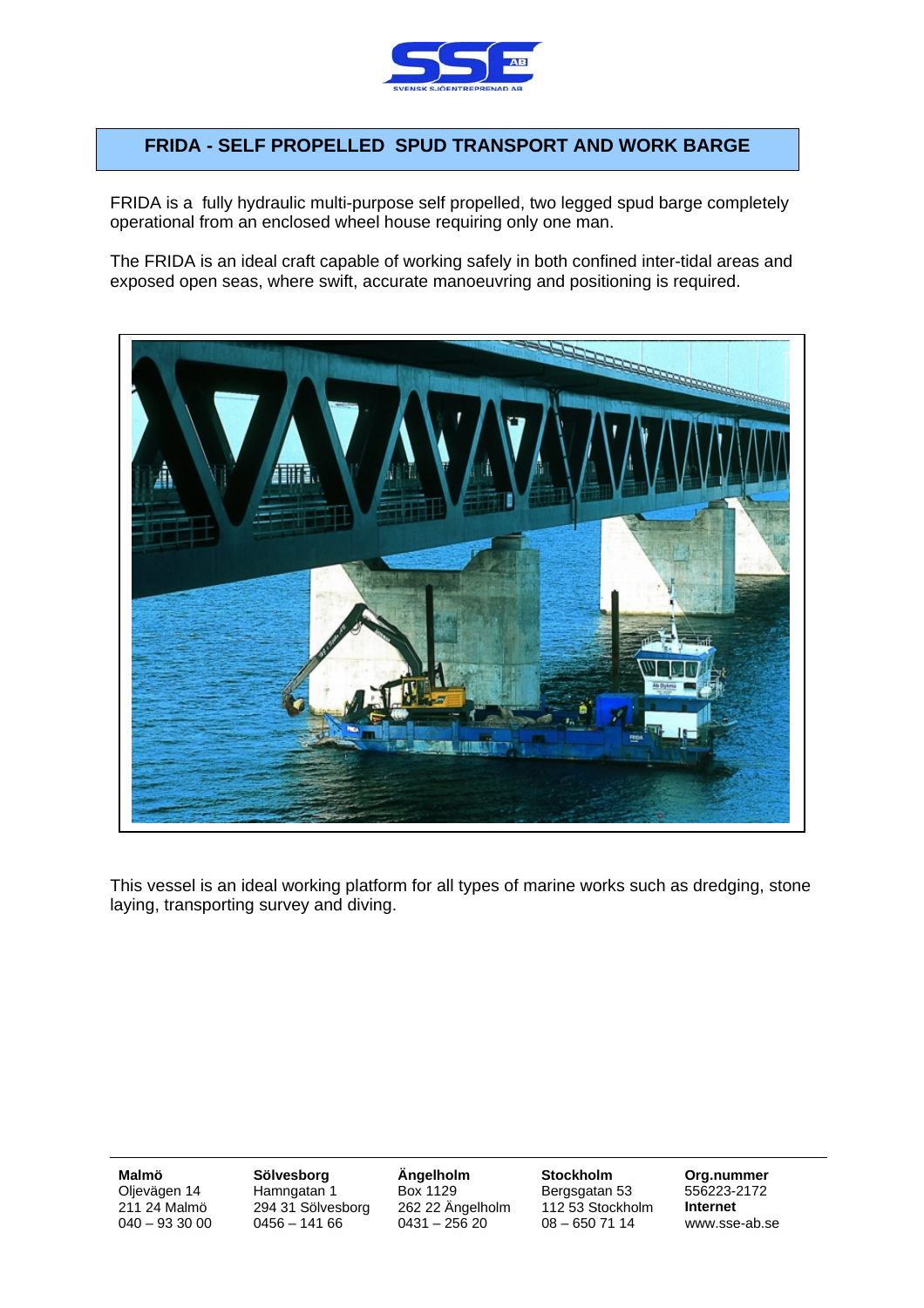## FRIDA - SELF PROPELLED SPUD TRANSPORT AND WORK BARGE

FRIDA is a fully hydraulic multi-purpose self propelled, two legged spud barge completely operational from an enclosed wheel house requiring only one man.

The FRIDA is an ideal craft capable of working safely in both confined inter-tidal areas and exposed open seas, where swift, accurate manoeuvring and positioning is required.

This vessel is an ideal working platform for all types of marine works such as dredging, stone laying, transporting survey and diving.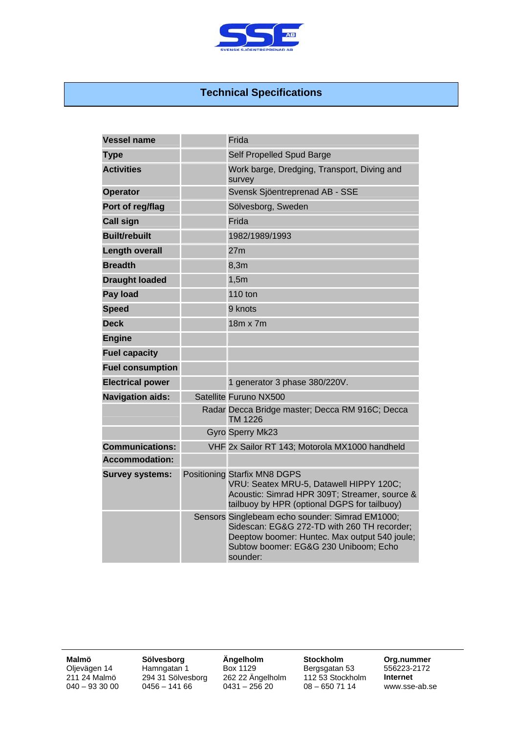SSE AB
SVENSK SJÖENTREPRENAD AB

## Technical Specifications

| | | |
|---|---|---|
| **Vessel name** | | Frida |
| **Type** | | Self Propelled Spud Barge |
| **Activities** | | Work barge, Dredging, Transport, Diving and survey |
| **Operator** | | Svensk Sjöentreprenad AB - SSE |
| **Port of reg/flag** | | Sölvesborg, Sweden |
| **Call sign** | | Frida |
| **Built/rebuilt** | | 1982/1989/1993 |
| **Length overall** | | 27m |
| **Breadth** | | 8,3m |
| **Draught loaded** | | 1,5m |
| **Pay load** | | 110 ton |
| **Speed** | | 9 knots |
| **Deck** | | 18m x 7m |
| **Engine** | | |
| **Fuel capacity** | | |
| **Fuel consumption** | | |
| **Electrical power** | | 1 generator 3 phase 380/220V. |
| **Navigation aids:** | Satellite | Furuno NX500 |
| | Radar | Decca Bridge master; Decca RM 916C; Decca TM 1226 |
| | Gyro | Sperry Mk23 |
| **Communications:** | VHF | 2x Sailor RT 143; Motorola MX1000 handheld |
| **Accommodation:** | | |
| **Survey systems:** | Positioning | Starfix MN8 DGPS<br>VRU: Seatex MRU-5, Datawell HIPPY 120C;<br>Acoustic: Simrad HPR 309T; Streamer, source & tailbuoy by HPR (optional DGPS for tailbuoy) |
| | Sensors | Singlebeam echo sounder: Simrad EM1000;<br>Sidescan: EG&G 272-TD with 260 TH recorder;<br>Deeptow boomer: Huntec. Max output 540 joule;<br>Subtow boomer: EG&G 230 Uniboom; Echo sounder: |

**Malmö**
Oljevägen 14
211 24 Malmö
040 – 93 30 00

**Sölvesborg**
Hamngatan 1
294 31 Sölvesborg
0456 – 141 66

**Ängelholm**
Box 1129
262 22 Ängelholm
0431 – 256 20

**Stockholm**
Bergsgatan 53
112 53 Stockholm
08 – 650 71 14

**Org.nummer**
556223-2172
**Internet**
www.sse-ab.se